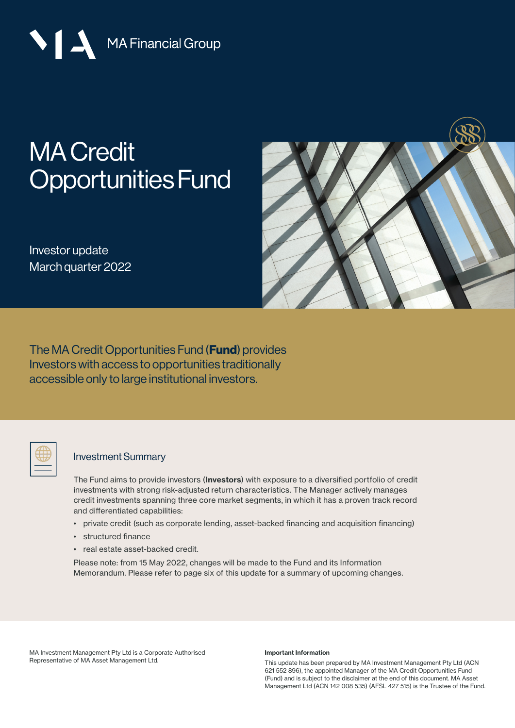MA Financial Group

# MA Credit Opportunities Fund

Investor update
March quarter 2022

The MA Credit Opportunities Fund (**Fund**) provides Investors with access to opportunities traditionally accessible only to large institutional investors.

## Investment Summary

The Fund aims to provide investors (**Investors**) with exposure to a diversified portfolio of credit investments with strong risk-adjusted return characteristics. The Manager actively manages credit investments spanning three core market segments, in which it has a proven track record and differentiated capabilities:

- private credit (such as corporate lending, asset-backed financing and acquisition financing)
- structured finance
- real estate asset-backed credit.

Please note: from 15 May 2022, changes will be made to the Fund and its Information Memorandum. Please refer to page six of this update for a summary of upcoming changes.

MA Investment Management Pty Ltd is a Corporate Authorised Representative of MA Asset Management Ltd.

**Important Information**

This update has been prepared by MA Investment Management Pty Ltd (ACN 621 552 896), the appointed Manager of the MA Credit Opportunities Fund (Fund) and is subject to the disclaimer at the end of this document. MA Asset Management Ltd (ACN 142 008 535) (AFSL 427 515) is the Trustee of the Fund.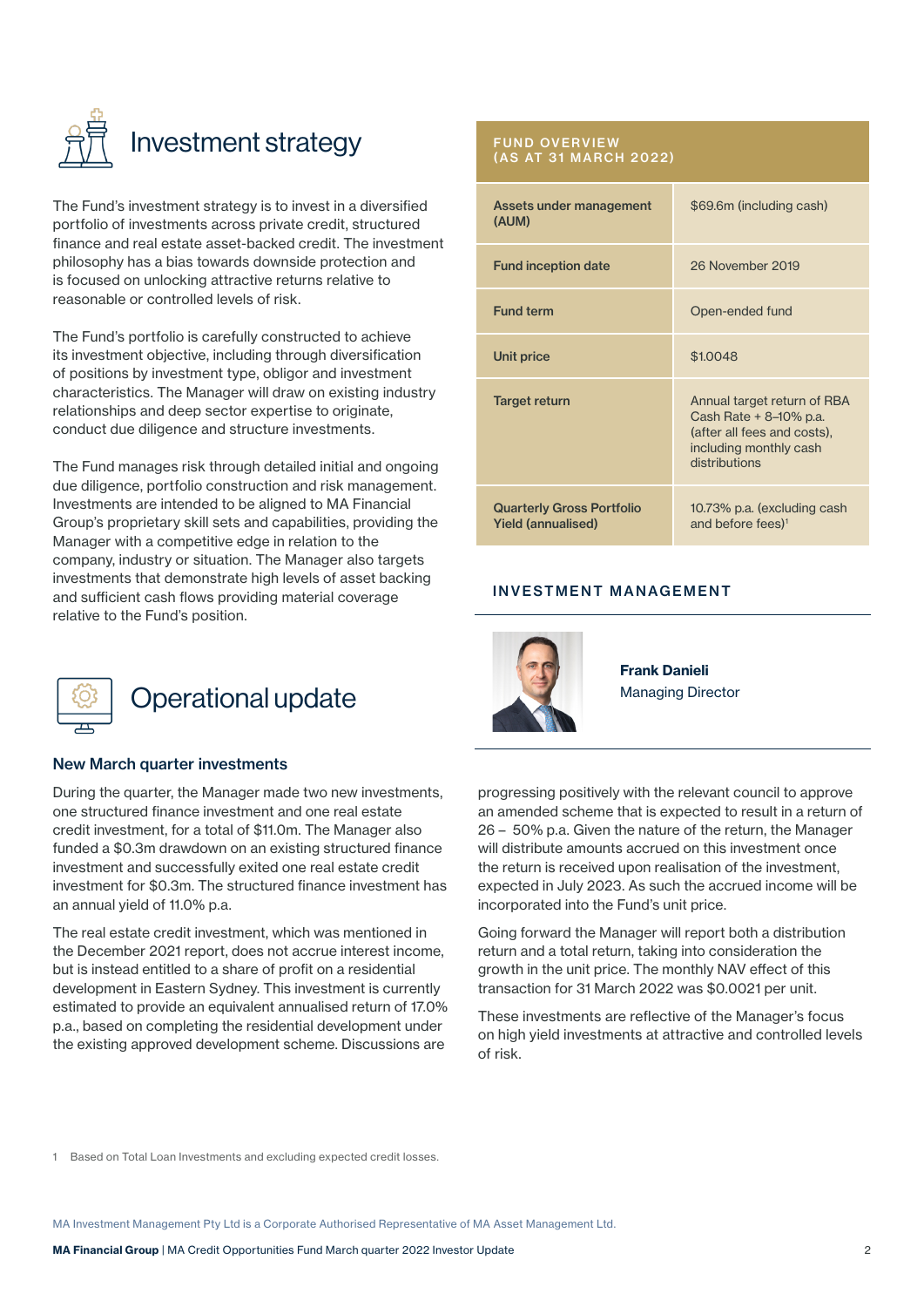# Investment strategy

The Fund's investment strategy is to invest in a diversified portfolio of investments across private credit, structured finance and real estate asset-backed credit. The investment philosophy has a bias towards downside protection and is focused on unlocking attractive returns relative to reasonable or controlled levels of risk.

The Fund's portfolio is carefully constructed to achieve its investment objective, including through diversification of positions by investment type, obligor and investment characteristics. The Manager will draw on existing industry relationships and deep sector expertise to originate, conduct due diligence and structure investments.

The Fund manages risk through detailed initial and ongoing due diligence, portfolio construction and risk management. Investments are intended to be aligned to MA Financial Group's proprietary skill sets and capabilities, providing the Manager with a competitive edge in relation to the company, industry or situation. The Manager also targets investments that demonstrate high levels of asset backing and sufficient cash flows providing material coverage relative to the Fund's position.

## FUND OVERVIEW (AS AT 31 MARCH 2022)

| | |
|---|---|
| **Assets under management (AUM)** | $69.6m (including cash) |
| **Fund inception date** | 26 November 2019 |
| **Fund term** | Open-ended fund |
| **Unit price** | $1.0048 |
| **Target return** | Annual target return of RBA Cash Rate + 8–10% p.a. (after all fees and costs), including monthly cash distributions |
| **Quarterly Gross Portfolio Yield (annualised)** | 10.73% p.a. (excluding cash and before fees)[1] |

## INVESTMENT MANAGEMENT

**Frank Danieli**
Managing Director

# Operational update

### New March quarter investments

During the quarter, the Manager made two new investments, one structured finance investment and one real estate credit investment, for a total of $11.0m. The Manager also funded a $0.3m drawdown on an existing structured finance investment and successfully exited one real estate credit investment for $0.3m. The structured finance investment has an annual yield of 11.0% p.a.

The real estate credit investment, which was mentioned in the December 2021 report, does not accrue interest income, but is instead entitled to a share of profit on a residential development in Eastern Sydney. This investment is currently estimated to provide an equivalent annualised return of 17.0% p.a., based on completing the residential development under the existing approved development scheme. Discussions are progressing positively with the relevant council to approve an amended scheme that is expected to result in a return of 26 – 50% p.a. Given the nature of the return, the Manager will distribute amounts accrued on this investment once the return is received upon realisation of the investment, expected in July 2023. As such the accrued income will be incorporated into the Fund's unit price.

Going forward the Manager will report both a distribution return and a total return, taking into consideration the growth in the unit price. The monthly NAV effect of this transaction for 31 March 2022 was $0.0021 per unit.

These investments are reflective of the Manager's focus on high yield investments at attractive and controlled levels of risk.

1 Based on Total Loan Investments and excluding expected credit losses.

MA Investment Management Pty Ltd is a Corporate Authorised Representative of MA Asset Management Ltd.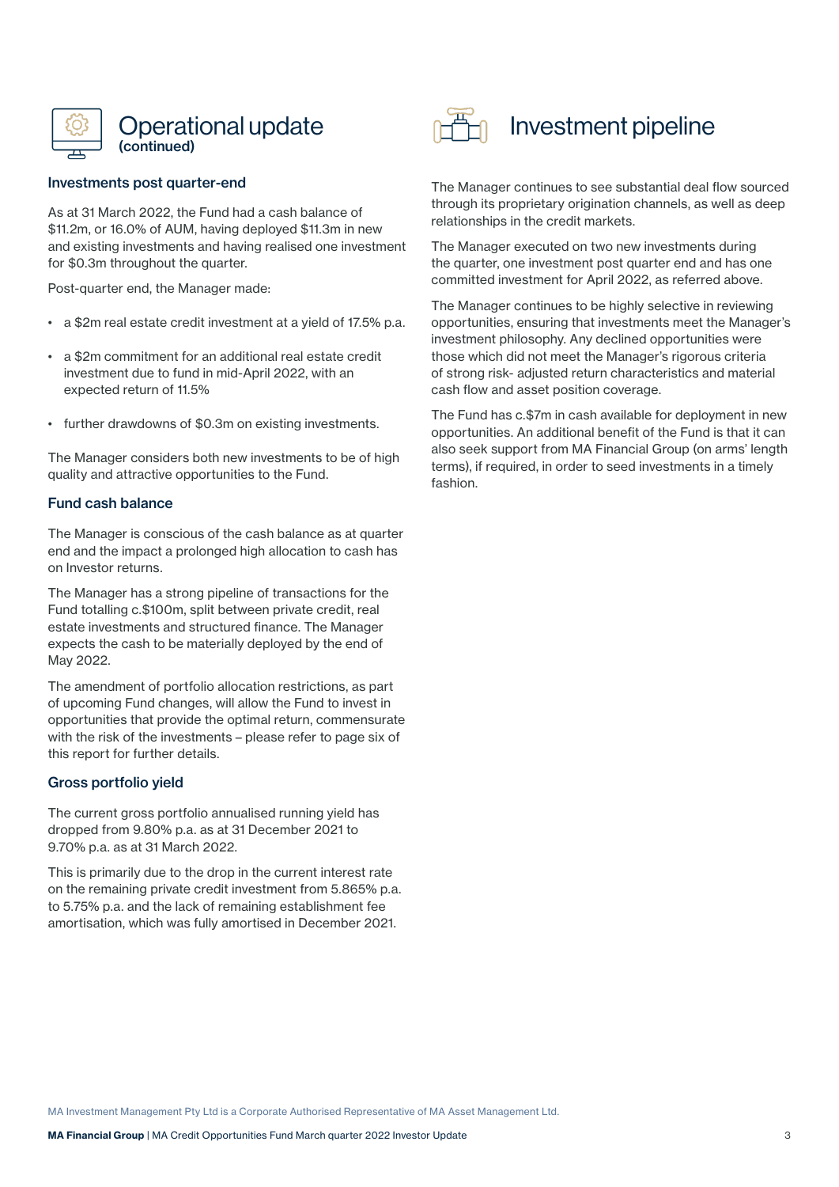## Operational update (continued)

### Investments post quarter-end

As at 31 March 2022, the Fund had a cash balance of $11.2m, or 16.0% of AUM, having deployed $11.3m in new and existing investments and having realised one investment for $0.3m throughout the quarter.

Post-quarter end, the Manager made:

- a $2m real estate credit investment at a yield of 17.5% p.a.
- a $2m commitment for an additional real estate credit investment due to fund in mid-April 2022, with an expected return of 11.5%
- further drawdowns of $0.3m on existing investments.

The Manager considers both new investments to be of high quality and attractive opportunities to the Fund.

### Fund cash balance

The Manager is conscious of the cash balance as at quarter end and the impact a prolonged high allocation to cash has on Investor returns.

The Manager has a strong pipeline of transactions for the Fund totalling c.$100m, split between private credit, real estate investments and structured finance. The Manager expects the cash to be materially deployed by the end of May 2022.

The amendment of portfolio allocation restrictions, as part of upcoming Fund changes, will allow the Fund to invest in opportunities that provide the optimal return, commensurate with the risk of the investments – please refer to page six of this report for further details.

### Gross portfolio yield

The current gross portfolio annualised running yield has dropped from 9.80% p.a. as at 31 December 2021 to 9.70% p.a. as at 31 March 2022.

This is primarily due to the drop in the current interest rate on the remaining private credit investment from 5.865% p.a. to 5.75% p.a. and the lack of remaining establishment fee amortisation, which was fully amortised in December 2021.

## Investment pipeline

The Manager continues to see substantial deal flow sourced through its proprietary origination channels, as well as deep relationships in the credit markets.

The Manager executed on two new investments during the quarter, one investment post quarter end and has one committed investment for April 2022, as referred above.

The Manager continues to be highly selective in reviewing opportunities, ensuring that investments meet the Manager's investment philosophy. Any declined opportunities were those which did not meet the Manager's rigorous criteria of strong risk- adjusted return characteristics and material cash flow and asset position coverage.

The Fund has c.$7m in cash available for deployment in new opportunities. An additional benefit of the Fund is that it can also seek support from MA Financial Group (on arms' length terms), if required, in order to seed investments in a timely fashion.

MA Investment Management Pty Ltd is a Corporate Authorised Representative of MA Asset Management Ltd.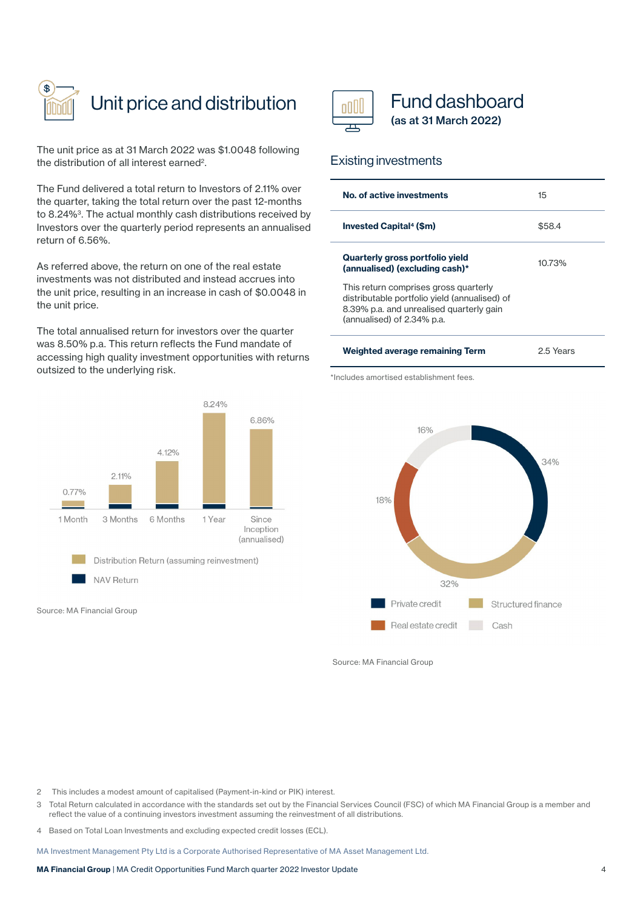# Unit price and distribution

The unit price as at 31 March 2022 was $1.0048 following the distribution of all interest earned[2].

The Fund delivered a total return to Investors of 2.11% over the quarter, taking the total return over the past 12-months to 8.24%[3]. The actual monthly cash distributions received by Investors over the quarterly period represents an annualised return of 6.56%.

As referred above, the return on one of the real estate investments was not distributed and instead accrues into the unit price, resulting in an increase in cash of $0.0048 in the unit price.

The total annualised return for investors over the quarter was 8.50% p.a. This return reflects the Fund mandate of accessing high quality investment opportunities with returns outsized to the underlying risk.

| Period | Total Return |
|---|---|
| 1 Month | 0.77% |
| 3 Months | 2.11% |
| 6 Months | 4.12% |
| 1 Year | 8.24% |
| Since Inception (annualised) | 6.86% |

Distribution Return (assuming reinvestment)
NAV Return

Source: MA Financial Group

# Fund dashboard

(as at 31 March 2022)

## Existing investments

| | |
|---|---|
| **No. of active investments** | 15 |
| **Invested Capital[4] ($m)** | $58.4 |
| **Quarterly gross portfolio yield (annualised) (excluding cash)***<br>This return comprises gross quarterly distributable portfolio yield (annualised) of 8.39% p.a. and unrealised quarterly gain (annualised) of 2.34% p.a. | 10.73% |
| **Weighted average remaining Term** | 2.5 Years |

*Includes amortised establishment fees.

| Sector | Allocation |
|---|---|
| Private credit | 34% |
| Structured finance | 32% |
| Real estate credit | 18% |
| Cash | 16% |

Source: MA Financial Group

2 This includes a modest amount of capitalised (Payment-in-kind or PIK) interest.

3 Total Return calculated in accordance with the standards set out by the Financial Services Council (FSC) of which MA Financial Group is a member and reflect the value of a continuing investors investment assuming the reinvestment of all distributions.

4 Based on Total Loan Investments and excluding expected credit losses (ECL).

MA Investment Management Pty Ltd is a Corporate Authorised Representative of MA Asset Management Ltd.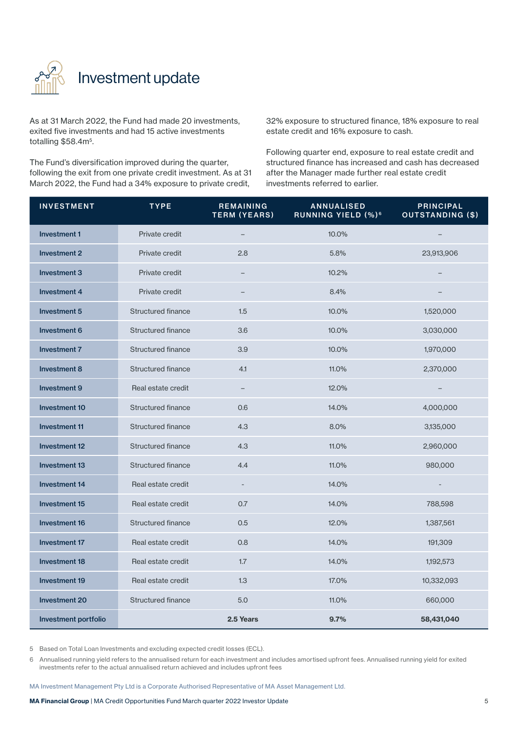# Investment update

As at 31 March 2022, the Fund had made 20 investments, exited five investments and had 15 active investments totalling $58.4m[5].

The Fund's diversification improved during the quarter, following the exit from one private credit investment. As at 31 March 2022, the Fund had a 34% exposure to private credit, 32% exposure to structured finance, 18% exposure to real estate credit and 16% exposure to cash.

Following quarter end, exposure to real estate credit and structured finance has increased and cash has decreased after the Manager made further real estate credit investments referred to earlier.

| INVESTMENT | TYPE | REMAINING TERM (YEARS) | ANNUALISED RUNNING YIELD (%)[6] | PRINCIPAL OUTSTANDING ($) |
|---|---|---|---|---|
| Investment 1 | Private credit | – | 10.0% | – |
| Investment 2 | Private credit | 2.8 | 5.8% | 23,913,906 |
| Investment 3 | Private credit | – | 10.2% | – |
| Investment 4 | Private credit | – | 8.4% | – |
| Investment 5 | Structured finance | 1.5 | 10.0% | 1,520,000 |
| Investment 6 | Structured finance | 3.6 | 10.0% | 3,030,000 |
| Investment 7 | Structured finance | 3.9 | 10.0% | 1,970,000 |
| Investment 8 | Structured finance | 4.1 | 11.0% | 2,370,000 |
| Investment 9 | Real estate credit | – | 12.0% | – |
| Investment 10 | Structured finance | 0.6 | 14.0% | 4,000,000 |
| Investment 11 | Structured finance | 4.3 | 8.0% | 3,135,000 |
| Investment 12 | Structured finance | 4.3 | 11.0% | 2,960,000 |
| Investment 13 | Structured finance | 4.4 | 11.0% | 980,000 |
| Investment 14 | Real estate credit | - | 14.0% | - |
| Investment 15 | Real estate credit | 0.7 | 14.0% | 788,598 |
| Investment 16 | Structured finance | 0.5 | 12.0% | 1,387,561 |
| Investment 17 | Real estate credit | 0.8 | 14.0% | 191,309 |
| Investment 18 | Real estate credit | 1.7 | 14.0% | 1,192,573 |
| Investment 19 | Real estate credit | 1.3 | 17.0% | 10,332,093 |
| Investment 20 | Structured finance | 5.0 | 11.0% | 660,000 |
| **Investment portfolio** | | **2.5 Years** | **9.7%** | **58,431,040** |

5 Based on Total Loan Investments and excluding expected credit losses (ECL).

6 Annualised running yield refers to the annualised return for each investment and includes amortised upfront fees. Annualised running yield for exited investments refer to the actual annualised return achieved and includes upfront fees

MA Investment Management Pty Ltd is a Corporate Authorised Representative of MA Asset Management Ltd.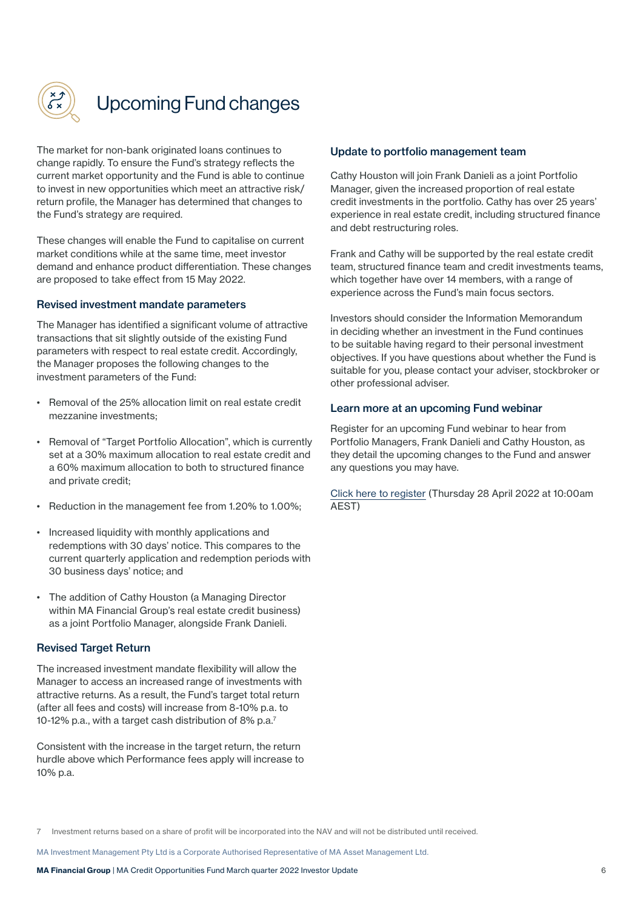# Upcoming Fund changes

The market for non-bank originated loans continues to change rapidly. To ensure the Fund's strategy reflects the current market opportunity and the Fund is able to continue to invest in new opportunities which meet an attractive risk/return profile, the Manager has determined that changes to the Fund's strategy are required.

These changes will enable the Fund to capitalise on current market conditions while at the same time, meet investor demand and enhance product differentiation. These changes are proposed to take effect from 15 May 2022.

### Revised investment mandate parameters

The Manager has identified a significant volume of attractive transactions that sit slightly outside of the existing Fund parameters with respect to real estate credit. Accordingly, the Manager proposes the following changes to the investment parameters of the Fund:

- Removal of the 25% allocation limit on real estate credit mezzanine investments;
- Removal of "Target Portfolio Allocation", which is currently set at a 30% maximum allocation to real estate credit and a 60% maximum allocation to both to structured finance and private credit;
- Reduction in the management fee from 1.20% to 1.00%;
- Increased liquidity with monthly applications and redemptions with 30 days' notice. This compares to the current quarterly application and redemption periods with 30 business days' notice; and
- The addition of Cathy Houston (a Managing Director within MA Financial Group's real estate credit business) as a joint Portfolio Manager, alongside Frank Danieli.

### Revised Target Return

The increased investment mandate flexibility will allow the Manager to access an increased range of investments with attractive returns. As a result, the Fund's target total return (after all fees and costs) will increase from 8-10% p.a. to 10-12% p.a., with a target cash distribution of 8% p.a.[7]

Consistent with the increase in the target return, the return hurdle above which Performance fees apply will increase to 10% p.a.

### Update to portfolio management team

Cathy Houston will join Frank Danieli as a joint Portfolio Manager, given the increased proportion of real estate credit investments in the portfolio. Cathy has over 25 years' experience in real estate credit, including structured finance and debt restructuring roles.

Frank and Cathy will be supported by the real estate credit team, structured finance team and credit investments teams, which together have over 14 members, with a range of experience across the Fund's main focus sectors.

Investors should consider the Information Memorandum in deciding whether an investment in the Fund continues to be suitable having regard to their personal investment objectives. If you have questions about whether the Fund is suitable for you, please contact your adviser, stockbroker or other professional adviser.

### Learn more at an upcoming Fund webinar

Register for an upcoming Fund webinar to hear from Portfolio Managers, Frank Danieli and Cathy Houston, as they detail the upcoming changes to the Fund and answer any questions you may have.

Click here to register (Thursday 28 April 2022 at 10:00am AEST)

7 Investment returns based on a share of profit will be incorporated into the NAV and will not be distributed until received.

MA Investment Management Pty Ltd is a Corporate Authorised Representative of MA Asset Management Ltd.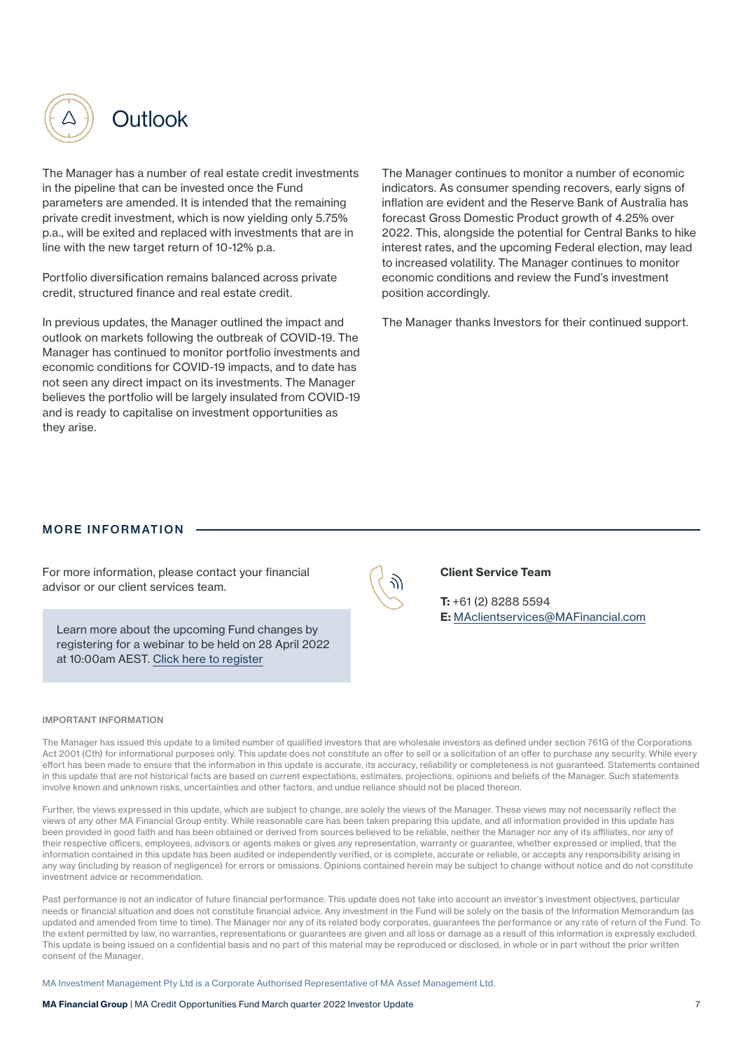# Outlook

The Manager has a number of real estate credit investments in the pipeline that can be invested once the Fund parameters are amended. It is intended that the remaining private credit investment, which is now yielding only 5.75% p.a., will be exited and replaced with investments that are in line with the new target return of 10-12% p.a.

Portfolio diversification remains balanced across private credit, structured finance and real estate credit.

In previous updates, the Manager outlined the impact and outlook on markets following the outbreak of COVID-19. The Manager has continued to monitor portfolio investments and economic conditions for COVID-19 impacts, and to date has not seen any direct impact on its investments. The Manager believes the portfolio will be largely insulated from COVID-19 and is ready to capitalise on investment opportunities as they arise.

The Manager continues to monitor a number of economic indicators. As consumer spending recovers, early signs of inflation are evident and the Reserve Bank of Australia has forecast Gross Domestic Product growth of 4.25% over 2022. This, alongside the potential for Central Banks to hike interest rates, and the upcoming Federal election, may lead to increased volatility. The Manager continues to monitor economic conditions and review the Fund's investment position accordingly.

The Manager thanks Investors for their continued support.

## MORE INFORMATION

For more information, please contact your financial advisor or our client services team.

Learn more about the upcoming Fund changes by registering for a webinar to be held on 28 April 2022 at 10:00am AEST. Click here to register

**Client Service Team**

**T:** +61 (2) 8288 5594
**E:** MAclientservices@MAFinancial.com

IMPORTANT INFORMATION

The Manager has issued this update to a limited number of qualified investors that are wholesale investors as defined under section 761G of the Corporations Act 2001 (Cth) for informational purposes only. This update does not constitute an offer to sell or a solicitation of an offer to purchase any security. While every effort has been made to ensure that the information in this update is accurate, its accuracy, reliability or completeness is not guaranteed. Statements contained in this update that are not historical facts are based on current expectations, estimates, projections, opinions and beliefs of the Manager. Such statements involve known and unknown risks, uncertainties and other factors, and undue reliance should not be placed thereon.

Further, the views expressed in this update, which are subject to change, are solely the views of the Manager. These views may not necessarily reflect the views of any other MA Financial Group entity. While reasonable care has been taken preparing this update, and all information provided in this update has been provided in good faith and has been obtained or derived from sources believed to be reliable, neither the Manager nor any of its affiliates, nor any of their respective officers, employees, advisors or agents makes or gives any representation, warranty or guarantee, whether expressed or implied, that the information contained in this update has been audited or independently verified, or is complete, accurate or reliable, or accepts any responsibility arising in any way (including by reason of negligence) for errors or omissions. Opinions contained herein may be subject to change without notice and do not constitute investment advice or recommendation.

Past performance is not an indicator of future financial performance. This update does not take into account an investor's investment objectives, particular needs or financial situation and does not constitute financial advice. Any investment in the Fund will be solely on the basis of the Information Memorandum (as updated and amended from time to time). The Manager nor any of its related body corporates, guarantees the performance or any rate of return of the Fund. To the extent permitted by law, no warranties, representations or guarantees are given and all loss or damage as a result of this information is expressly excluded. This update is being issued on a confidential basis and no part of this material may be reproduced or disclosed, in whole or in part without the prior written consent of the Manager.

MA Investment Management Pty Ltd is a Corporate Authorised Representative of MA Asset Management Ltd.